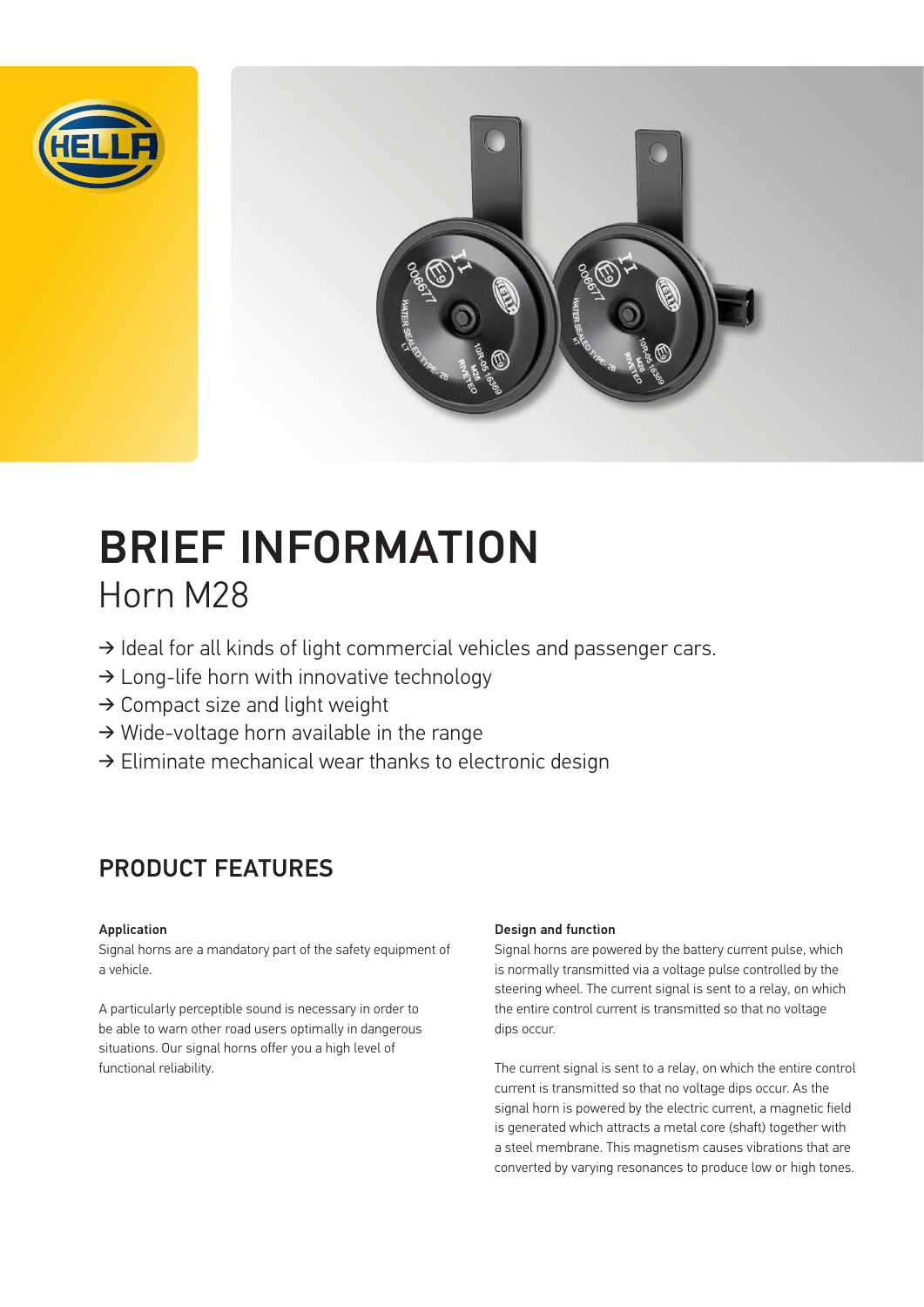# BRIEF INFORMATION

## Horn M28

- → Ideal for all kinds of light commercial vehicles and passenger cars.
- → Long-life horn with innovative technology
- → Compact size and light weight
- → Wide-voltage horn available in the range
- → Eliminate mechanical wear thanks to electronic design

## PRODUCT FEATURES

**Application**

Signal horns are a mandatory part of the safety equipment of a vehicle.

A particularly perceptible sound is necessary in order to be able to warn other road users optimally in dangerous situations. Our signal horns offer you a high level of functional reliability.

**Design and function**

Signal horns are powered by the battery current pulse, which is normally transmitted via a voltage pulse controlled by the steering wheel. The current signal is sent to a relay, on which the entire control current is transmitted so that no voltage dips occur.

The current signal is sent to a relay, on which the entire control current is transmitted so that no voltage dips occur. As the signal horn is powered by the electric current, a magnetic field is generated which attracts a metal core (shaft) together with a steel membrane. This magnetism causes vibrations that are converted by varying resonances to produce low or high tones.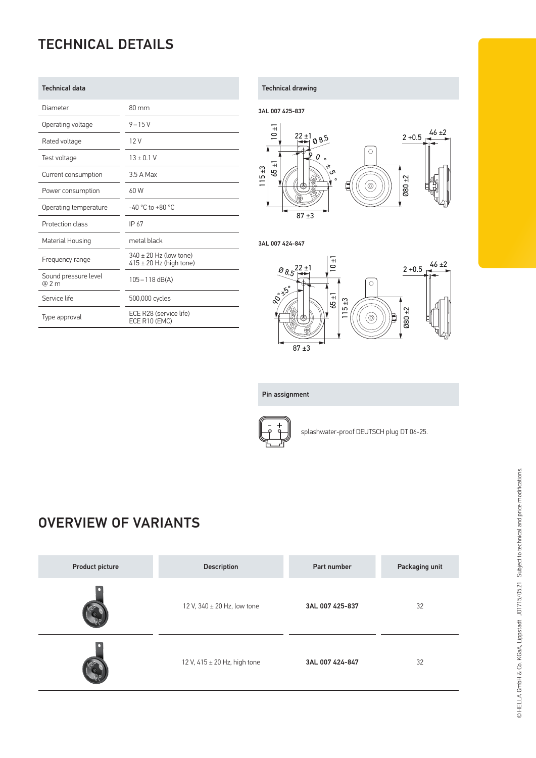# TECHNICAL DETAILS

| Technical data | |
|---|---|
| Diameter | 80 mm |
| Operating voltage | 9 – 15 V |
| Rated voltage | 12 V |
| Test voltage | 13 ± 0.1 V |
| Current consumption | 3.5 A Max |
| Power consumption | 60 W |
| Operating temperature | -40 °C to +80 °C |
| Protection class | IP 67 |
| Material Housing | metal black |
| Frequency range | 340 ± 20 Hz (low tone)<br>415 ± 20 Hz (high tone) |
| Sound pressure level @ 2 m | 105 – 118 dB(A) |
| Service life | 500,000 cycles |
| Type approval | ECE R28 (service life)<br>ECE R10 (EMC) |

**Technical drawing**

3AL 007 425-837

10 ±1
22 ±1
Ø 8.5
90° ±5°
115 ±3
65 ±1
87 ±3
Ø80 ±2
2 +0.5
46 ±2

3AL 007 424-847

Ø 8.5
22 ±1
10 ±1
90° ±5°
65 ±1
115 ±3
87 ±3
Ø80 ±2
2 +0.5
46 ±2

**Pin assignment**

– +

splashwater-proof DEUTSCH plug DT 06-2S.

# OVERVIEW OF VARIANTS

| Product picture | Description | Part number | Packaging unit |
|---|---|---|---|
| | 12 V, 340 ± 20 Hz, low tone | **3AL 007 425-837** | 32 |
| | 12 V, 415 ± 20 Hz, high tone | **3AL 007 424-847** | 32 |

© HELLA GmbH & Co. KGaA, Lippstadt J01715/05.21 Subject to technical and price modifications.